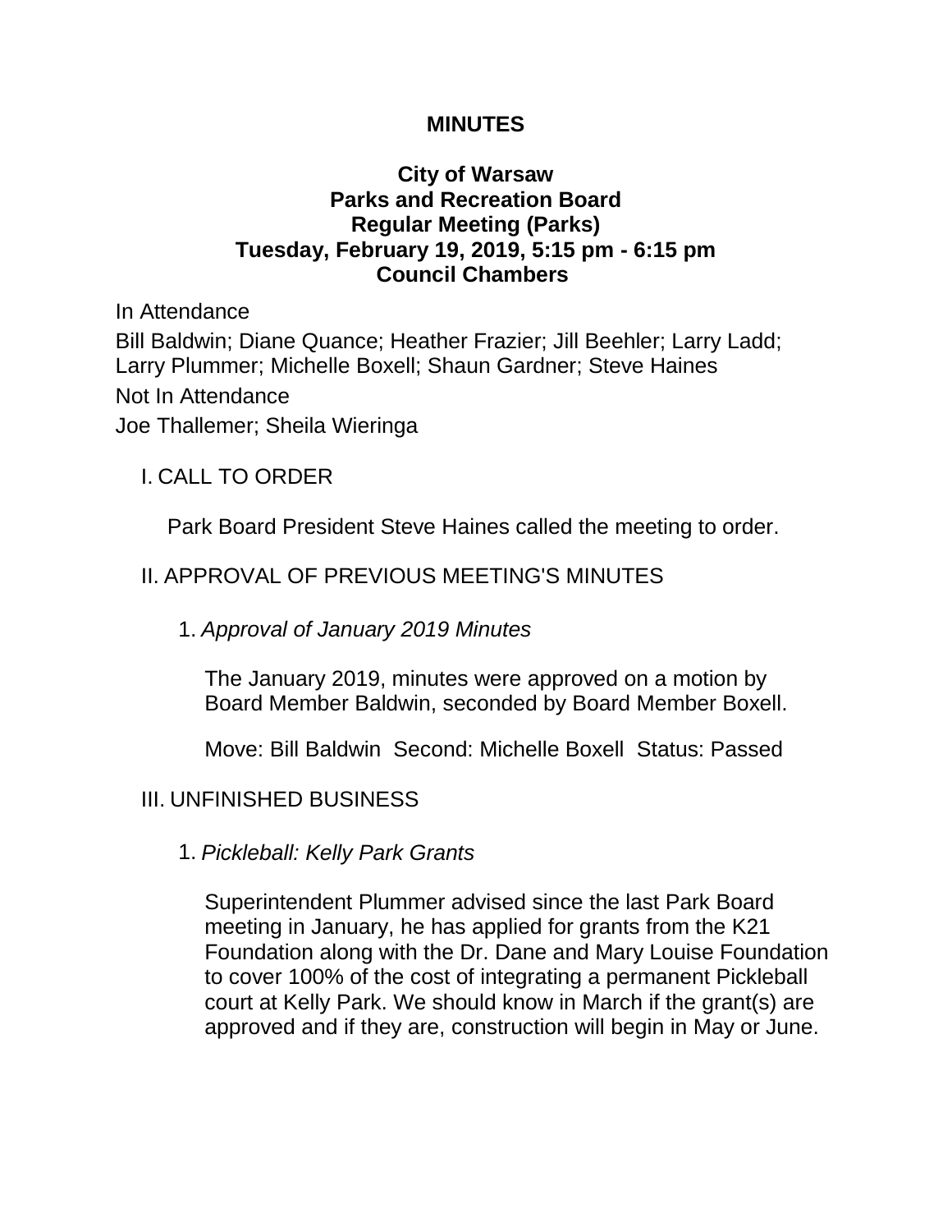# MINUTES

## City of Warsaw
## Parks and Recreation Board
## Regular Meeting (Parks)
## Tuesday, February 19, 2019, 5:15 pm - 6:15 pm
## Council Chambers

In Attendance

Bill Baldwin; Diane Quance; Heather Frazier; Jill Beehler; Larry Ladd; Larry Plummer; Michelle Boxell; Shaun Gardner; Steve Haines

Not In Attendance

Joe Thallemer; Sheila Wieringa

I. CALL TO ORDER

Park Board President Steve Haines called the meeting to order.

II. APPROVAL OF PREVIOUS MEETING'S MINUTES

1. *Approval of January 2019 Minutes*

The January 2019, minutes were approved on a motion by Board Member Baldwin, seconded by Board Member Boxell.

Move: Bill Baldwin  Second: Michelle Boxell  Status: Passed

III. UNFINISHED BUSINESS

1. *Pickleball: Kelly Park Grants*

Superintendent Plummer advised since the last Park Board meeting in January, he has applied for grants from the K21 Foundation along with the Dr. Dane and Mary Louise Foundation to cover 100% of the cost of integrating a permanent Pickleball court at Kelly Park. We should know in March if the grant(s) are approved and if they are, construction will begin in May or June.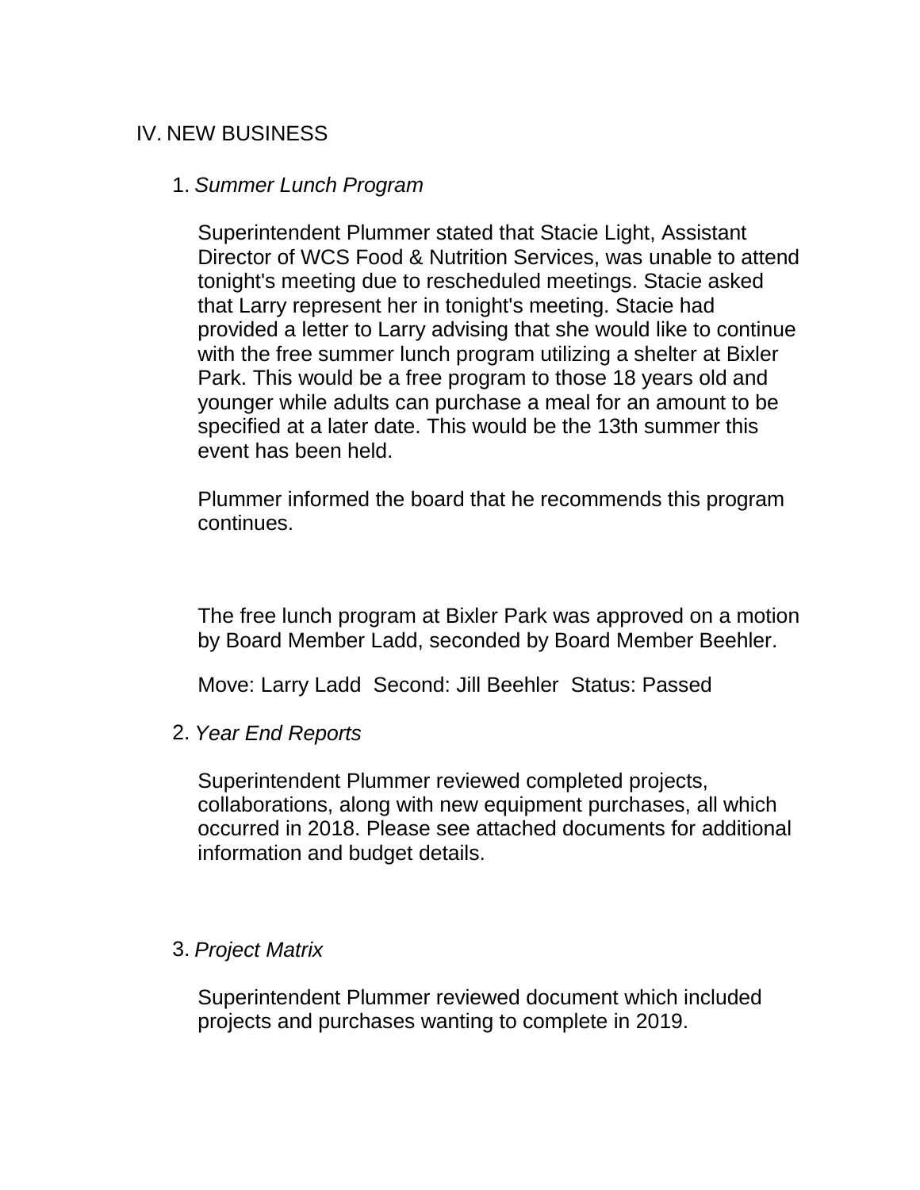## IV. NEW BUSINESS

1. *Summer Lunch Program*

   Superintendent Plummer stated that Stacie Light, Assistant Director of WCS Food & Nutrition Services, was unable to attend tonight's meeting due to rescheduled meetings. Stacie asked that Larry represent her in tonight's meeting. Stacie had provided a letter to Larry advising that she would like to continue with the free summer lunch program utilizing a shelter at Bixler Park. This would be a free program to those 18 years old and younger while adults can purchase a meal for an amount to be specified at a later date. This would be the 13th summer this event has been held.

   Plummer informed the board that he recommends this program continues.

   The free lunch program at Bixler Park was approved on a motion by Board Member Ladd, seconded by Board Member Beehler.

   Move: Larry Ladd  Second: Jill Beehler  Status: Passed

2. *Year End Reports*

   Superintendent Plummer reviewed completed projects, collaborations, along with new equipment purchases, all which occurred in 2018. Please see attached documents for additional information and budget details.

3. *Project Matrix*

   Superintendent Plummer reviewed document which included projects and purchases wanting to complete in 2019.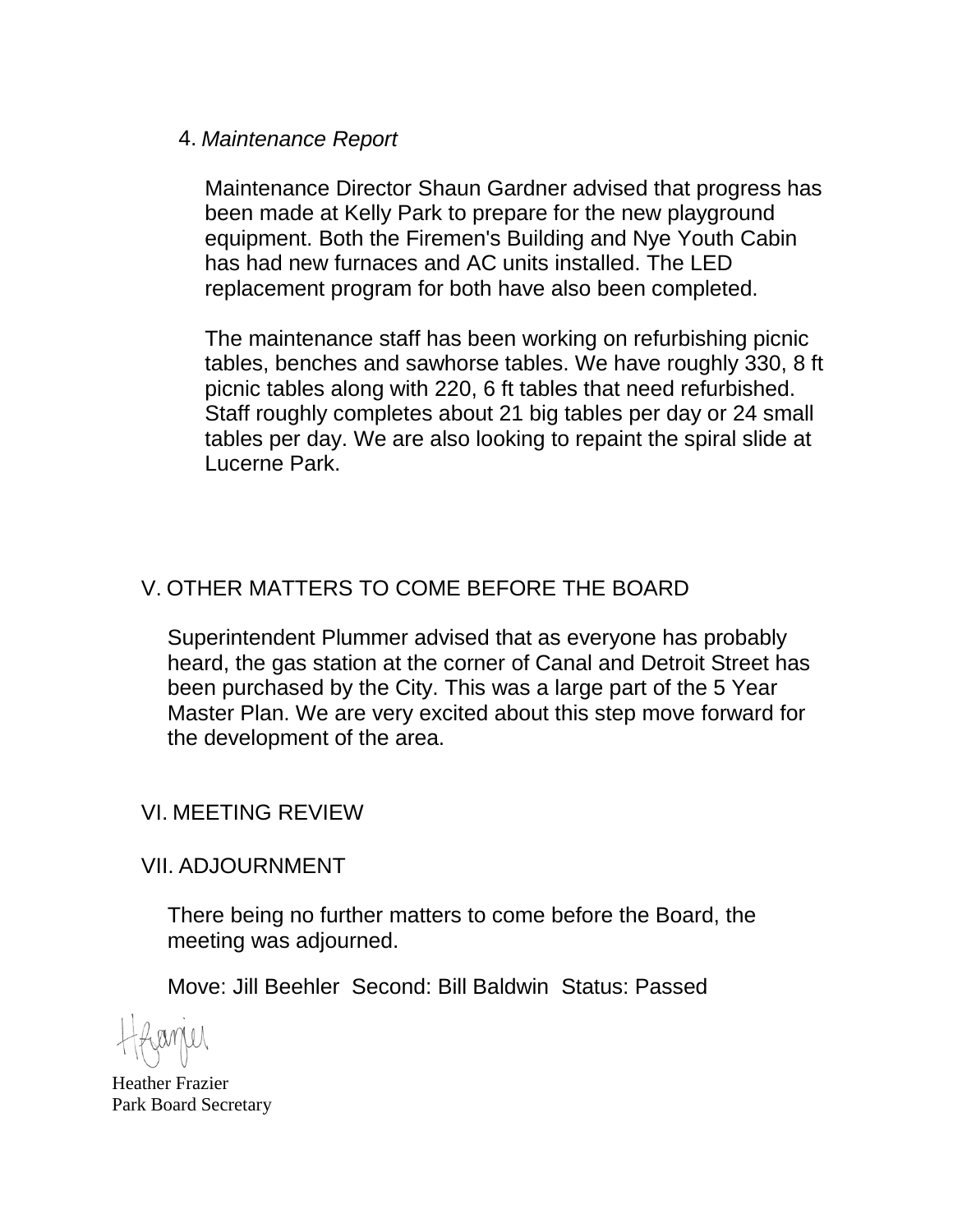4. *Maintenance Report*

Maintenance Director Shaun Gardner advised that progress has been made at Kelly Park to prepare for the new playground equipment. Both the Firemen's Building and Nye Youth Cabin has had new furnaces and AC units installed. The LED replacement program for both have also been completed.

The maintenance staff has been working on refurbishing picnic tables, benches and sawhorse tables. We have roughly 330, 8 ft picnic tables along with 220, 6 ft tables that need refurbished. Staff roughly completes about 21 big tables per day or 24 small tables per day. We are also looking to repaint the spiral slide at Lucerne Park.

## V. OTHER MATTERS TO COME BEFORE THE BOARD

Superintendent Plummer advised that as everyone has probably heard, the gas station at the corner of Canal and Detroit Street has been purchased by the City. This was a large part of the 5 Year Master Plan. We are very excited about this step move forward for the development of the area.

## VI. MEETING REVIEW

## VII. ADJOURNMENT

There being no further matters to come before the Board, the meeting was adjourned.

Move: Jill Beehler Second: Bill Baldwin Status: Passed

HFrazier

Heather Frazier
Park Board Secretary